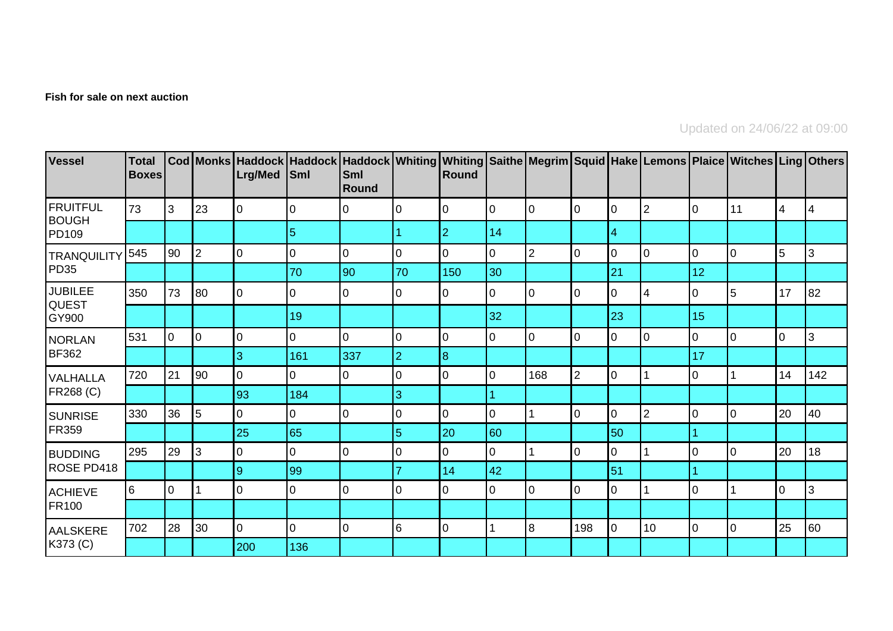**Fish for sale on next auction**

Updated on 24/06/22 at 09:00

| Vessel | Total Boxes | Cod | Monks | Haddock Lrg/Med | Haddock Sml | Haddock Sml Round | Whiting | Whiting Round | Saithe | Megrim | Squid | Hake | Lemons | Plaice | Witches | Ling | Others |
|---|---|---|---|---|---|---|---|---|---|---|---|---|---|---|---|---|---|
| FRUITFUL BOUGH PD109 | 73 | 3 | 23 | 0 | 0 | 0 | 0 | 0 | 0 | 0 | 0 | 0 | 2 | 0 | 11 | 4 | 4 |
| | | | | | 5 | | 1 | 2 | 14 | | | 4 | | | | | |
| TRANQUILITY PD35 | 545 | 90 | 2 | 0 | 0 | 0 | 0 | 0 | 0 | 2 | 0 | 0 | 0 | 0 | 0 | 5 | 3 |
| | | | | | 70 | 90 | 70 | 150 | 30 | | | 21 | | 12 | | | |
| JUBILEE QUEST GY900 | 350 | 73 | 80 | 0 | 0 | 0 | 0 | 0 | 0 | 0 | 0 | 0 | 4 | 0 | 5 | 17 | 82 |
| | | | | | 19 | | | | 32 | | | 23 | | 15 | | | |
| NORLAN BF362 | 531 | 0 | 0 | 0 | 0 | 0 | 0 | 0 | 0 | 0 | 0 | 0 | 0 | 0 | 0 | 0 | 3 |
| | | | | 3 | 161 | 337 | 2 | 8 | | | | | | 17 | | | |
| VALHALLA FR268 (C) | 720 | 21 | 90 | 0 | 0 | 0 | 0 | 0 | 0 | 168 | 2 | 0 | 1 | 0 | 1 | 14 | 142 |
| | | | | 93 | 184 | | 3 | | 1 | | | | | | | | |
| SUNRISE FR359 | 330 | 36 | 5 | 0 | 0 | 0 | 0 | 0 | 0 | 1 | 0 | 0 | 2 | 0 | 0 | 20 | 40 |
| | | | | 25 | 65 | | 5 | 20 | 60 | | | 50 | | 1 | | | |
| BUDDING ROSE PD418 | 295 | 29 | 3 | 0 | 0 | 0 | 0 | 0 | 0 | 1 | 0 | 0 | 1 | 0 | 0 | 20 | 18 |
| | | | | 9 | 99 | | 7 | 14 | 42 | | | 51 | | 1 | | | |
| ACHIEVE FR100 | 6 | 0 | 1 | 0 | 0 | 0 | 0 | 0 | 0 | 0 | 0 | 0 | 1 | 0 | 1 | 0 | 3 |
| | | | | | | | | | | | | | | | | | |
| AALSKERE K373 (C) | 702 | 28 | 30 | 0 | 0 | 0 | 6 | 0 | 1 | 8 | 198 | 0 | 10 | 0 | 0 | 25 | 60 |
| | | | | 200 | 136 | | | | | | | | | | | | |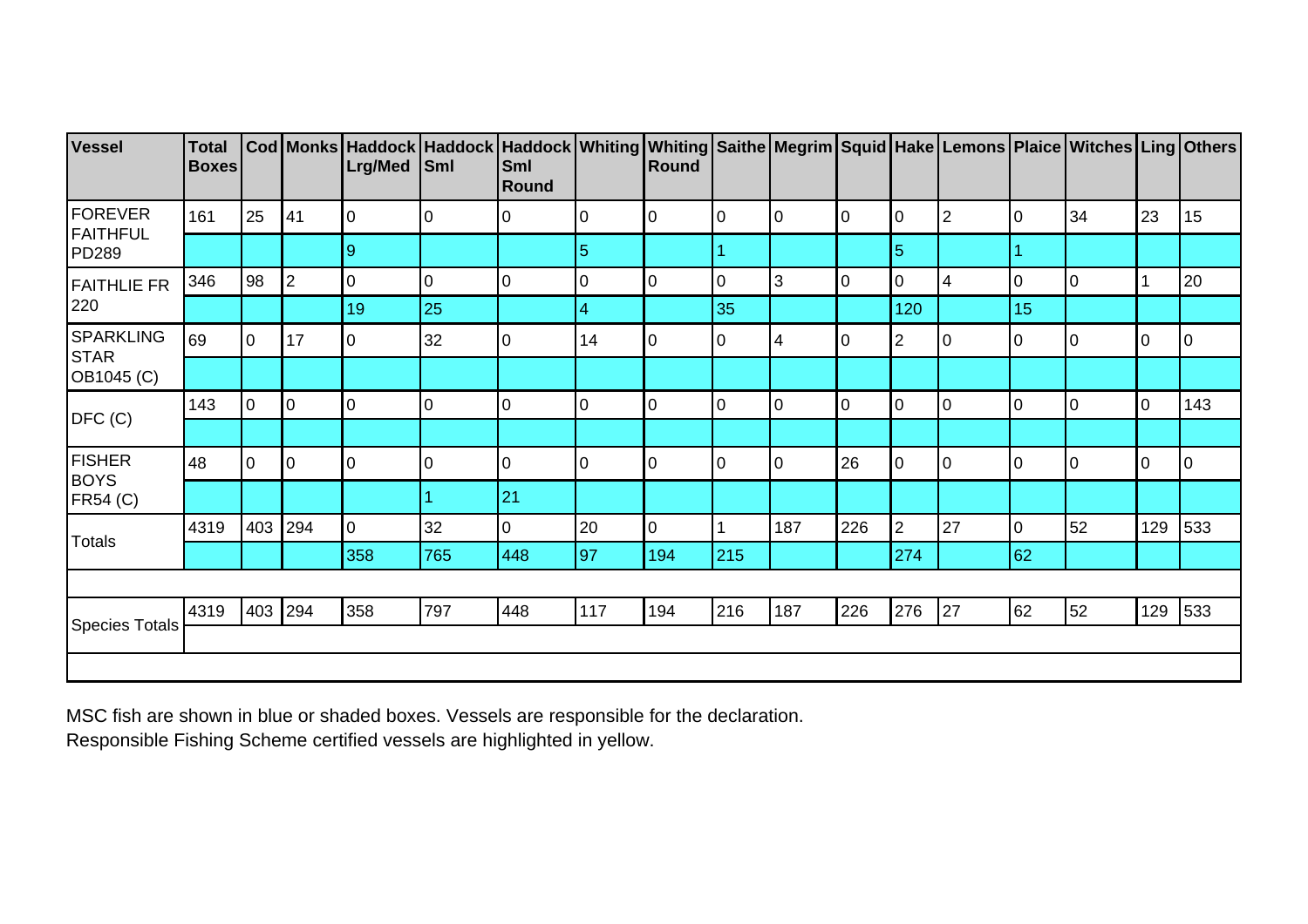| Vessel | Total Boxes | Cod | Monks | Haddock Lrg/Med | Haddock Sml | Haddock Sml Round | Whiting | Whiting Round | Saithe | Megrim | Squid | Hake | Lemons | Plaice | Witches | Ling | Others |
|---|---|---|---|---|---|---|---|---|---|---|---|---|---|---|---|---|---|
| FOREVER FAITHFUL PD289 | 161 | 25 | 41 | 0 | 0 | 0 | 0 | 0 | 0 | 0 | 0 | 0 | 2 | 0 | 34 | 23 | 15 |
| | | | | 9 | | | 5 | | 1 | | | 5 | | 1 | | | |
| FAITHLIE FR 220 | 346 | 98 | 2 | 0 | 0 | 0 | 0 | 0 | 0 | 3 | 0 | 0 | 4 | 0 | 0 | 1 | 20 |
| | | | | 19 | 25 | | 4 | | 35 | | | 120 | | 15 | | | |
| SPARKLING STAR OB1045 (C) | 69 | 0 | 17 | 0 | 32 | 0 | 14 | 0 | 0 | 4 | 0 | 2 | 0 | 0 | 0 | 0 | 0 |
| | | | | | | | | | | | | | | | | | |
| DFC (C) | 143 | 0 | 0 | 0 | 0 | 0 | 0 | 0 | 0 | 0 | 0 | 0 | 0 | 0 | 0 | 0 | 143 |
| | | | | | | | | | | | | | | | | | |
| FISHER BOYS FR54 (C) | 48 | 0 | 0 | 0 | 0 | 0 | 0 | 0 | 0 | 0 | 26 | 0 | 0 | 0 | 0 | 0 | 0 |
| | | | | | 1 | 21 | | | | | | | | | | | |
| Totals | 4319 | 403 | 294 | 0 | 32 | 0 | 20 | 0 | 1 | 187 | 226 | 2 | 27 | 0 | 52 | 129 | 533 |
| | | | | 358 | 765 | 448 | 97 | 194 | 215 | | | 274 | | 62 | | | |
| | | | | | | | | | | | | | | | | | |
| Species Totals | 4319 | 403 | 294 | 358 | 797 | 448 | 117 | 194 | 216 | 187 | 226 | 276 | 27 | 62 | 52 | 129 | 533 |

MSC fish are shown in blue or shaded boxes. Vessels are responsible for the declaration.
Responsible Fishing Scheme certified vessels are highlighted in yellow.